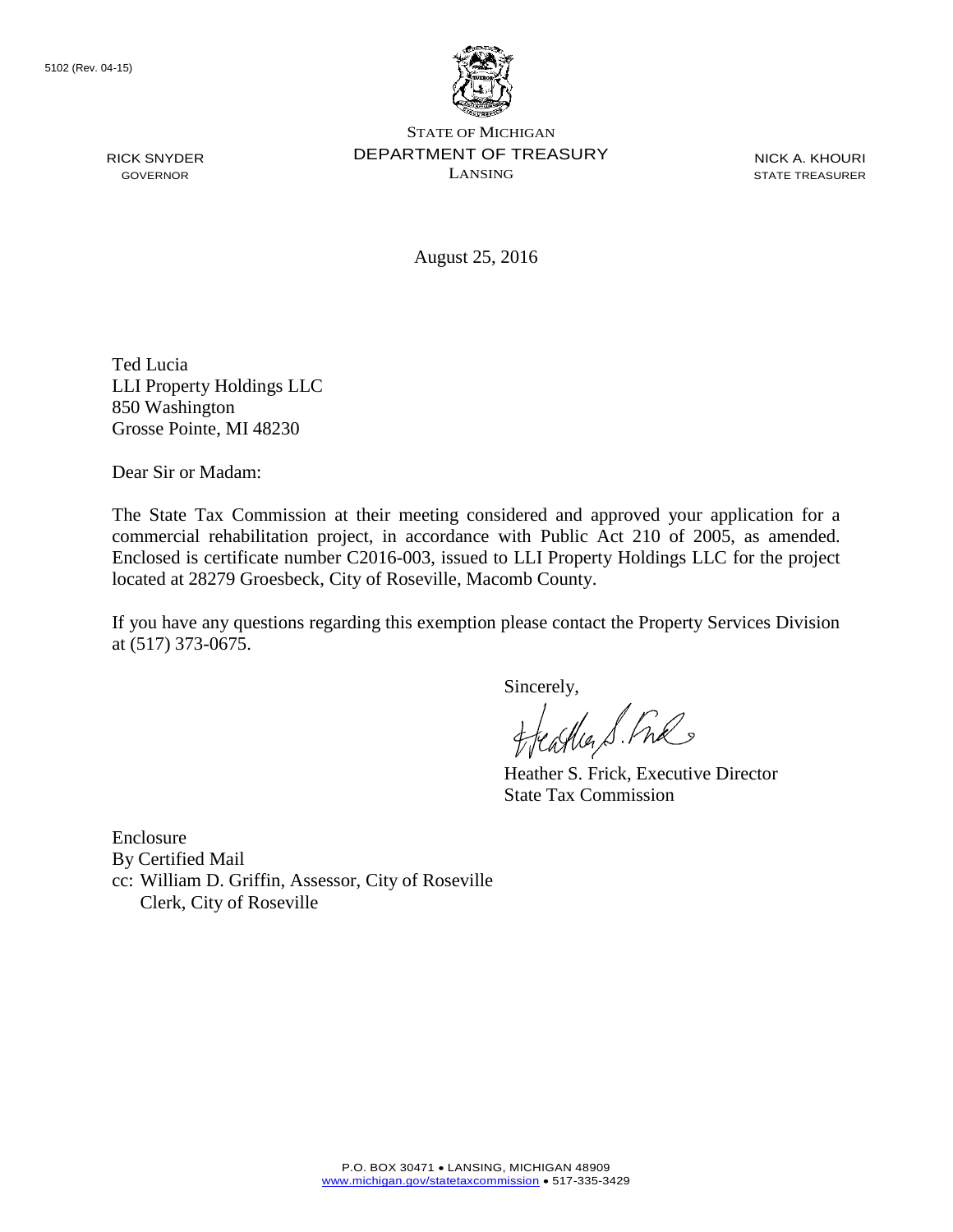5102 (Rev. 04-15)

STATE OF MICHIGAN
DEPARTMENT OF TREASURY
LANSING

RICK SNYDER
GOVERNOR

NICK A. KHOURI
STATE TREASURER

August 25, 2016

Ted Lucia
LLI Property Holdings LLC
850 Washington
Grosse Pointe, MI 48230

Dear Sir or Madam:

The State Tax Commission at their meeting considered and approved your application for a commercial rehabilitation project, in accordance with Public Act 210 of 2005, as amended. Enclosed is certificate number C2016-003, issued to LLI Property Holdings LLC for the project located at 28279 Groesbeck, City of Roseville, Macomb County.

If you have any questions regarding this exemption please contact the Property Services Division at (517) 373-0675.

Sincerely,

Heather S. Frick, Executive Director
State Tax Commission

Enclosure
By Certified Mail
cc: William D. Griffin, Assessor, City of Roseville
Clerk, City of Roseville

P.O. BOX 30471 • LANSING, MICHIGAN 48909
www.michigan.gov/statetaxcommission • 517-335-3429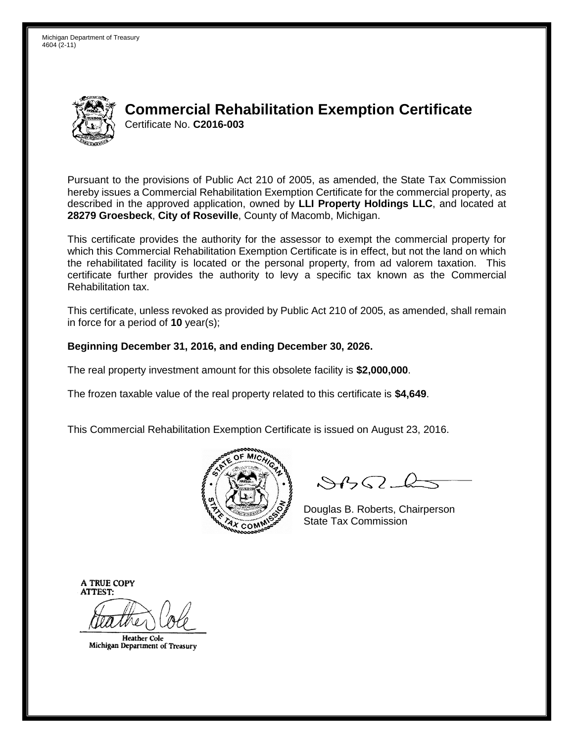Michigan Department of Treasury
4604 (2-11)

# Commercial Rehabilitation Exemption Certificate

Certificate No. **C2016-003**

Pursuant to the provisions of Public Act 210 of 2005, as amended, the State Tax Commission hereby issues a Commercial Rehabilitation Exemption Certificate for the commercial property, as described in the approved application, owned by **LLI Property Holdings LLC**, and located at **28279 Groesbeck**, **City of Roseville**, County of Macomb, Michigan.

This certificate provides the authority for the assessor to exempt the commercial property for which this Commercial Rehabilitation Exemption Certificate is in effect, but not the land on which the rehabilitated facility is located or the personal property, from ad valorem taxation. This certificate further provides the authority to levy a specific tax known as the Commercial Rehabilitation tax.

This certificate, unless revoked as provided by Public Act 210 of 2005, as amended, shall remain in force for a period of **10** year(s);

**Beginning December 31, 2016, and ending December 30, 2026.**

The real property investment amount for this obsolete facility is **$2,000,000**.

The frozen taxable value of the real property related to this certificate is **$4,649**.

This Commercial Rehabilitation Exemption Certificate is issued on August 23, 2016.

Douglas B. Roberts, Chairperson
State Tax Commission

A TRUE COPY
ATTEST:

Heather Cole
Michigan Department of Treasury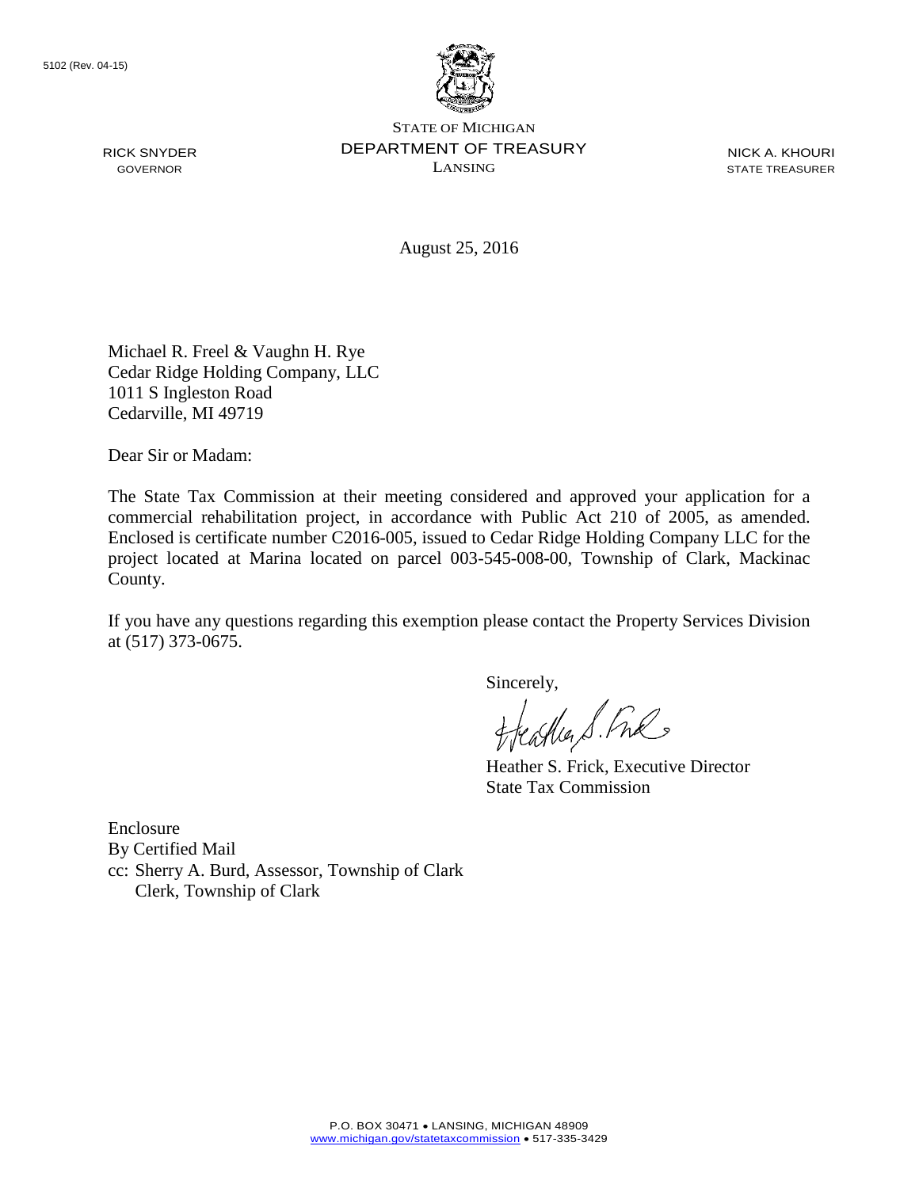5102 (Rev. 04-15)

STATE OF MICHIGAN
DEPARTMENT OF TREASURY
LANSING

RICK SNYDER
GOVERNOR

NICK A. KHOURI
STATE TREASURER

August 25, 2016

Michael R. Freel & Vaughn H. Rye
Cedar Ridge Holding Company, LLC
1011 S Ingleston Road
Cedarville, MI 49719

Dear Sir or Madam:

The State Tax Commission at their meeting considered and approved your application for a commercial rehabilitation project, in accordance with Public Act 210 of 2005, as amended. Enclosed is certificate number C2016-005, issued to Cedar Ridge Holding Company LLC for the project located at Marina located on parcel 003-545-008-00, Township of Clark, Mackinac County.

If you have any questions regarding this exemption please contact the Property Services Division at (517) 373-0675.

Sincerely,

Heather S. Frick, Executive Director
State Tax Commission

Enclosure
By Certified Mail
cc: Sherry A. Burd, Assessor, Township of Clark
Clerk, Township of Clark

P.O. BOX 30471 • LANSING, MICHIGAN 48909
www.michigan.gov/statetaxcommission • 517-335-3429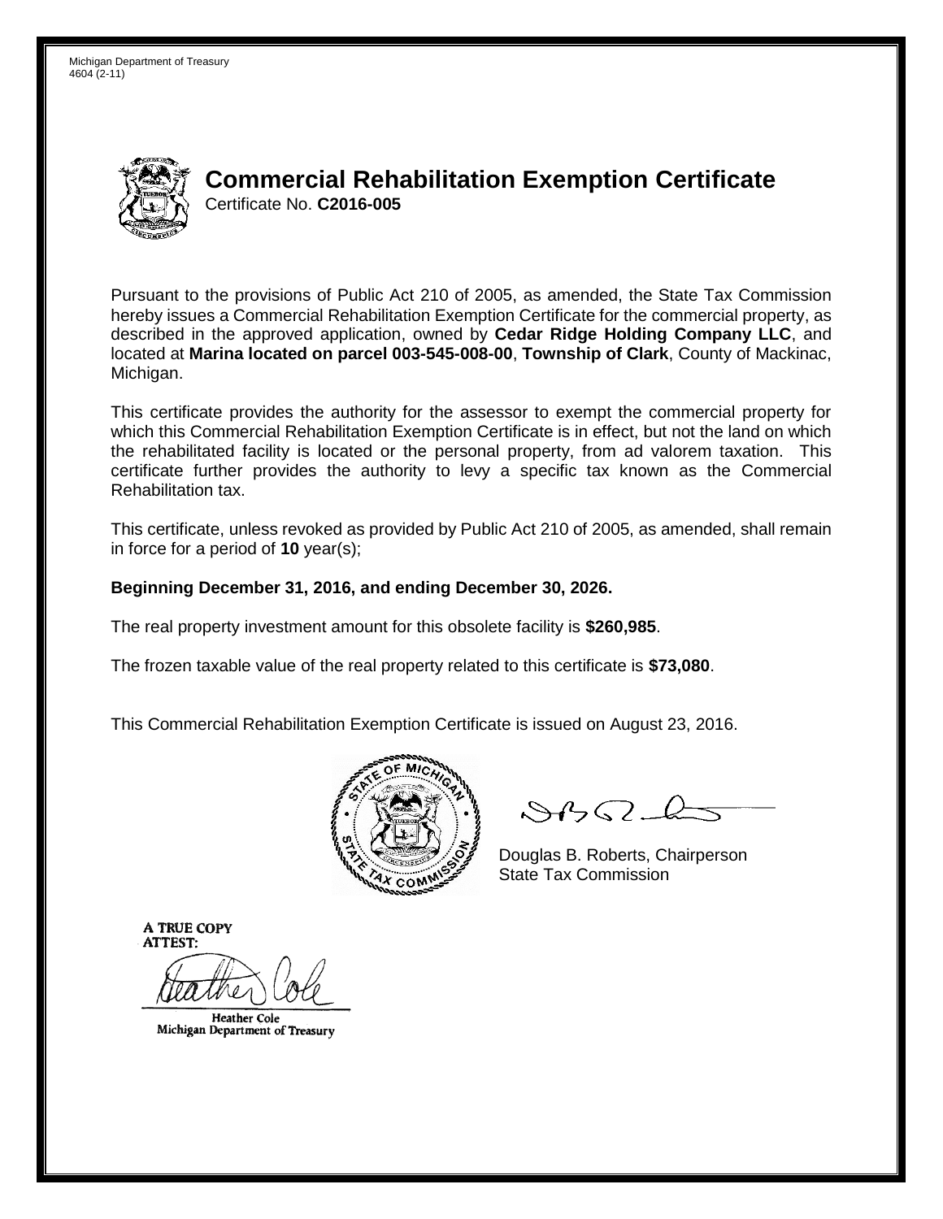Michigan Department of Treasury
4604 (2-11)

# Commercial Rehabilitation Exemption Certificate

Certificate No. **C2016-005**

Pursuant to the provisions of Public Act 210 of 2005, as amended, the State Tax Commission hereby issues a Commercial Rehabilitation Exemption Certificate for the commercial property, as described in the approved application, owned by **Cedar Ridge Holding Company LLC**, and located at **Marina located on parcel 003-545-008-00**, **Township of Clark**, County of Mackinac, Michigan.

This certificate provides the authority for the assessor to exempt the commercial property for which this Commercial Rehabilitation Exemption Certificate is in effect, but not the land on which the rehabilitated facility is located or the personal property, from ad valorem taxation. This certificate further provides the authority to levy a specific tax known as the Commercial Rehabilitation tax.

This certificate, unless revoked as provided by Public Act 210 of 2005, as amended, shall remain in force for a period of **10** year(s);

**Beginning December 31, 2016, and ending December 30, 2026.**

The real property investment amount for this obsolete facility is **$260,985**.

The frozen taxable value of the real property related to this certificate is **$73,080**.

This Commercial Rehabilitation Exemption Certificate is issued on August 23, 2016.

Douglas B. Roberts, Chairperson
State Tax Commission

A TRUE COPY
ATTEST:

Heather Cole
Michigan Department of Treasury